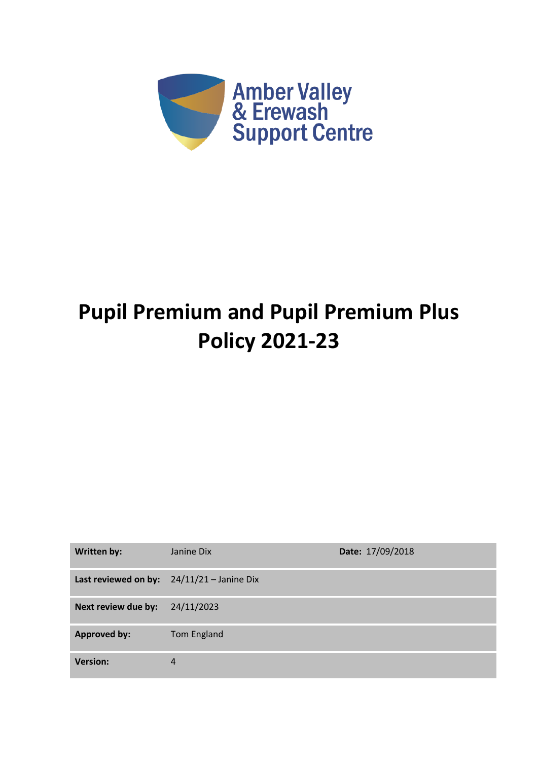Amber Valley & Erewash Support Centre

# Pupil Premium and Pupil Premium Plus Policy 2021-23

| **Written by:** | Janine Dix | **Date:** 17/09/2018 |
|---|---|---|
| **Last reviewed on by:** | 24/11/21 – Janine Dix | |
| **Next review due by:** | 24/11/2023 | |
| **Approved by:** | Tom England | |
| **Version:** | 4 | |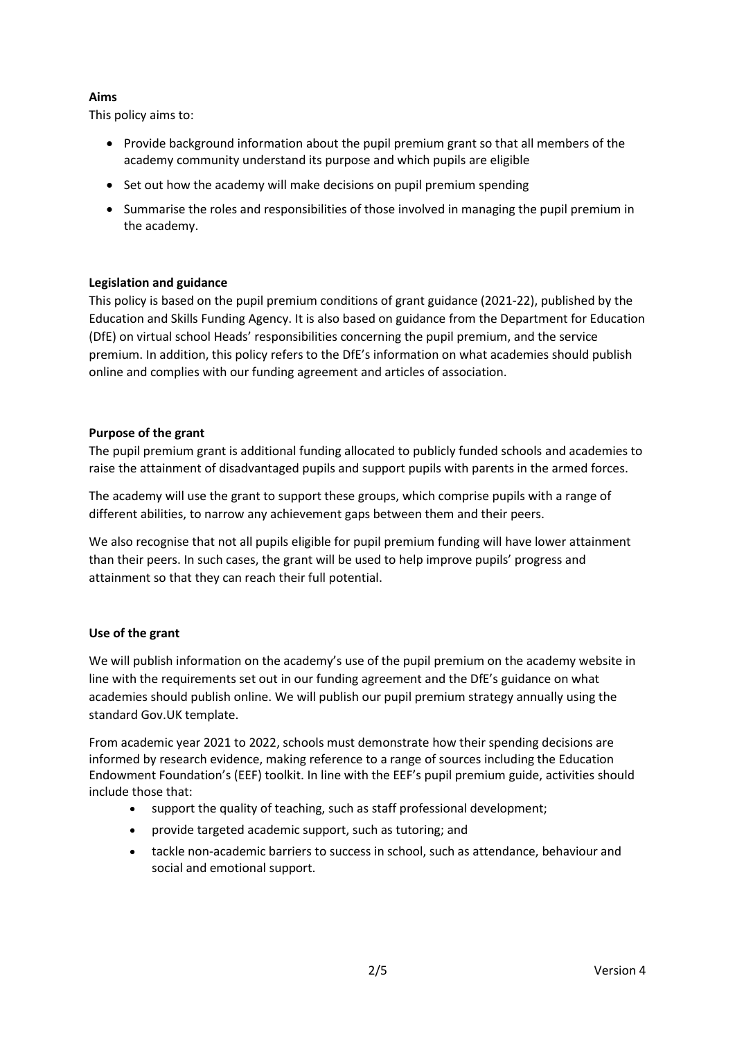**Aims**

This policy aims to:

- Provide background information about the pupil premium grant so that all members of the academy community understand its purpose and which pupils are eligible
- Set out how the academy will make decisions on pupil premium spending
- Summarise the roles and responsibilities of those involved in managing the pupil premium in the academy.

**Legislation and guidance**

This policy is based on the pupil premium conditions of grant guidance (2021-22), published by the Education and Skills Funding Agency. It is also based on guidance from the Department for Education (DfE) on virtual school Heads' responsibilities concerning the pupil premium, and the service premium. In addition, this policy refers to the DfE's information on what academies should publish online and complies with our funding agreement and articles of association.

**Purpose of the grant**

The pupil premium grant is additional funding allocated to publicly funded schools and academies to raise the attainment of disadvantaged pupils and support pupils with parents in the armed forces.

The academy will use the grant to support these groups, which comprise pupils with a range of different abilities, to narrow any achievement gaps between them and their peers.

We also recognise that not all pupils eligible for pupil premium funding will have lower attainment than their peers. In such cases, the grant will be used to help improve pupils' progress and attainment so that they can reach their full potential.

**Use of the grant**

We will publish information on the academy's use of the pupil premium on the academy website in line with the requirements set out in our funding agreement and the DfE's guidance on what academies should publish online. We will publish our pupil premium strategy annually using the standard Gov.UK template.

From academic year 2021 to 2022, schools must demonstrate how their spending decisions are informed by research evidence, making reference to a range of sources including the Education Endowment Foundation's (EEF) toolkit. In line with the EEF's pupil premium guide, activities should include those that:

- support the quality of teaching, such as staff professional development;
- provide targeted academic support, such as tutoring; and
- tackle non-academic barriers to success in school, such as attendance, behaviour and social and emotional support.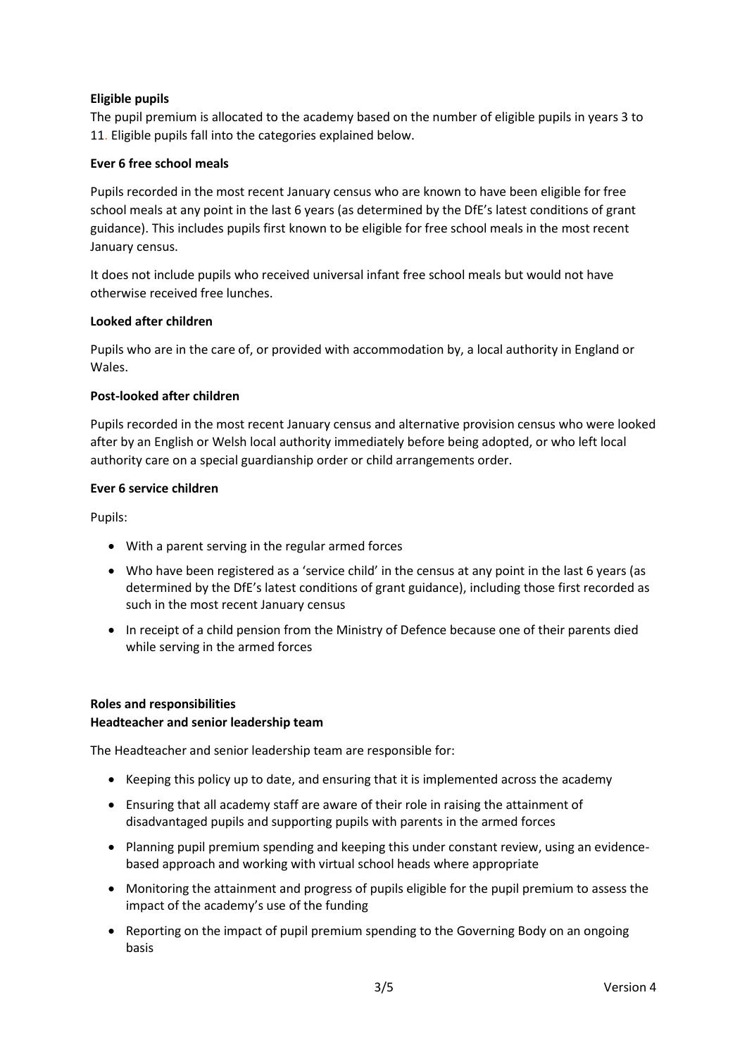**Eligible pupils**

The pupil premium is allocated to the academy based on the number of eligible pupils in years 3 to 11. Eligible pupils fall into the categories explained below.

**Ever 6 free school meals**

Pupils recorded in the most recent January census who are known to have been eligible for free school meals at any point in the last 6 years (as determined by the DfE's latest conditions of grant guidance). This includes pupils first known to be eligible for free school meals in the most recent January census.

It does not include pupils who received universal infant free school meals but would not have otherwise received free lunches.

**Looked after children**

Pupils who are in the care of, or provided with accommodation by, a local authority in England or Wales.

**Post-looked after children**

Pupils recorded in the most recent January census and alternative provision census who were looked after by an English or Welsh local authority immediately before being adopted, or who left local authority care on a special guardianship order or child arrangements order.

**Ever 6 service children**

Pupils:

- With a parent serving in the regular armed forces
- Who have been registered as a 'service child' in the census at any point in the last 6 years (as determined by the DfE's latest conditions of grant guidance), including those first recorded as such in the most recent January census
- In receipt of a child pension from the Ministry of Defence because one of their parents died while serving in the armed forces

**Roles and responsibilities**

**Headteacher and senior leadership team**

The Headteacher and senior leadership team are responsible for:

- Keeping this policy up to date, and ensuring that it is implemented across the academy
- Ensuring that all academy staff are aware of their role in raising the attainment of disadvantaged pupils and supporting pupils with parents in the armed forces
- Planning pupil premium spending and keeping this under constant review, using an evidence-based approach and working with virtual school heads where appropriate
- Monitoring the attainment and progress of pupils eligible for the pupil premium to assess the impact of the academy's use of the funding
- Reporting on the impact of pupil premium spending to the Governing Body on an ongoing basis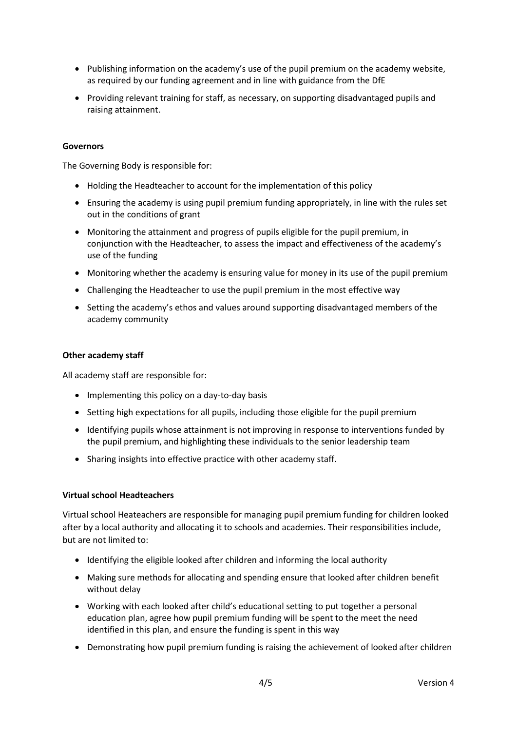- Publishing information on the academy's use of the pupil premium on the academy website, as required by our funding agreement and in line with guidance from the DfE
- Providing relevant training for staff, as necessary, on supporting disadvantaged pupils and raising attainment.

**Governors**

The Governing Body is responsible for:

- Holding the Headteacher to account for the implementation of this policy
- Ensuring the academy is using pupil premium funding appropriately, in line with the rules set out in the conditions of grant
- Monitoring the attainment and progress of pupils eligible for the pupil premium, in conjunction with the Headteacher, to assess the impact and effectiveness of the academy's use of the funding
- Monitoring whether the academy is ensuring value for money in its use of the pupil premium
- Challenging the Headteacher to use the pupil premium in the most effective way
- Setting the academy's ethos and values around supporting disadvantaged members of the academy community

**Other academy staff**

All academy staff are responsible for:

- Implementing this policy on a day-to-day basis
- Setting high expectations for all pupils, including those eligible for the pupil premium
- Identifying pupils whose attainment is not improving in response to interventions funded by the pupil premium, and highlighting these individuals to the senior leadership team
- Sharing insights into effective practice with other academy staff.

**Virtual school Headteachers**

Virtual school Heateachers are responsible for managing pupil premium funding for children looked after by a local authority and allocating it to schools and academies. Their responsibilities include, but are not limited to:

- Identifying the eligible looked after children and informing the local authority
- Making sure methods for allocating and spending ensure that looked after children benefit without delay
- Working with each looked after child's educational setting to put together a personal education plan, agree how pupil premium funding will be spent to the meet the need identified in this plan, and ensure the funding is spent in this way
- Demonstrating how pupil premium funding is raising the achievement of looked after children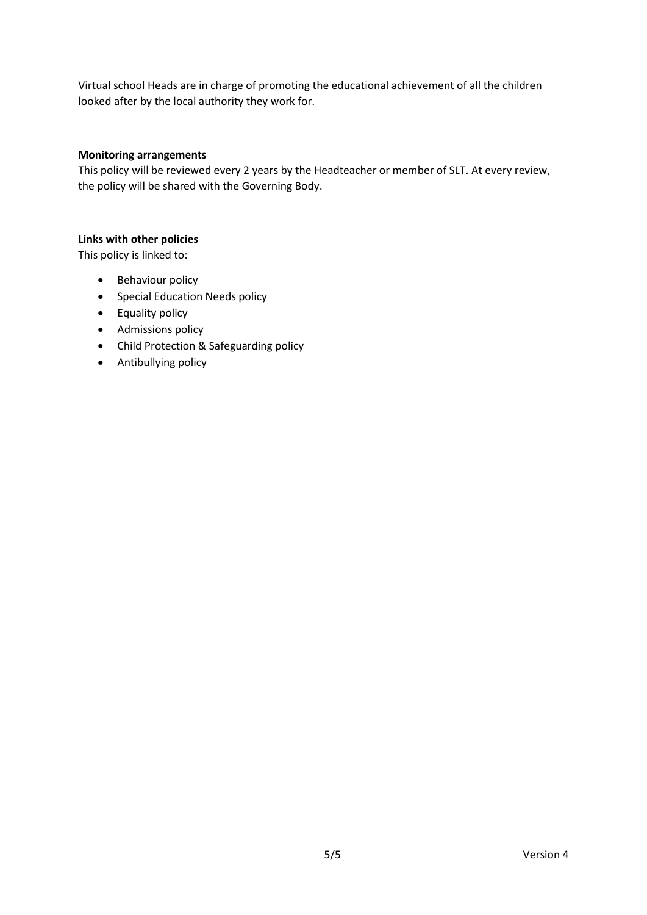Virtual school Heads are in charge of promoting the educational achievement of all the children looked after by the local authority they work for.

**Monitoring arrangements**

This policy will be reviewed every 2 years by the Headteacher or member of SLT. At every review, the policy will be shared with the Governing Body.

**Links with other policies**

This policy is linked to:

- Behaviour policy
- Special Education Needs policy
- Equality policy
- Admissions policy
- Child Protection & Safeguarding policy
- Antibullying policy